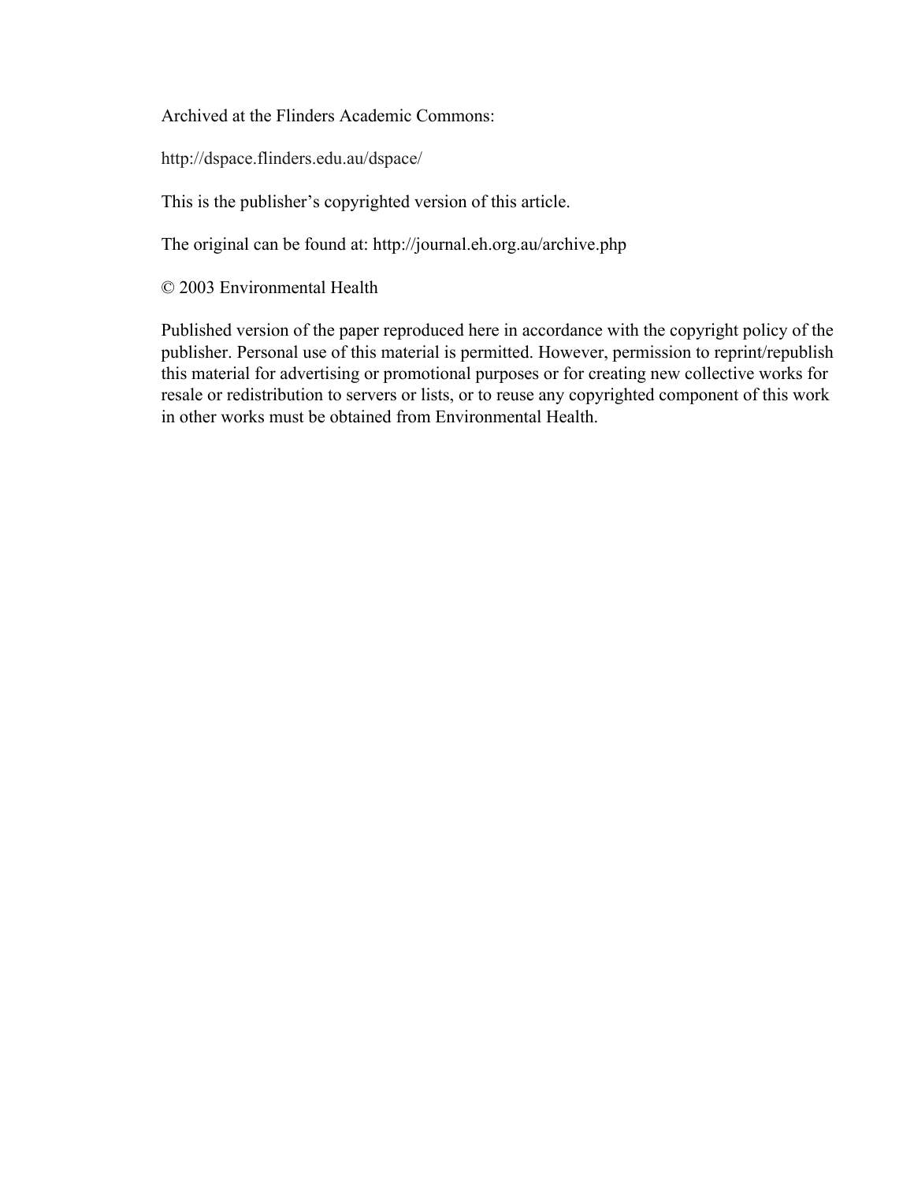Archived at the Flinders Academic Commons:

http://dspace.flinders.edu.au/dspace/

This is the publisher's copyrighted version of this article.

The original can be found at: http://journal.eh.org.au/archive.php

© 2003 Environmental Health

Published version of the paper reproduced here in accordance with the copyright policy of the publisher. Personal use of this material is permitted. However, permission to reprint/republish this material for advertising or promotional purposes or for creating new collective works for resale or redistribution to servers or lists, or to reuse any copyrighted component of this work in other works must be obtained from Environmental Health.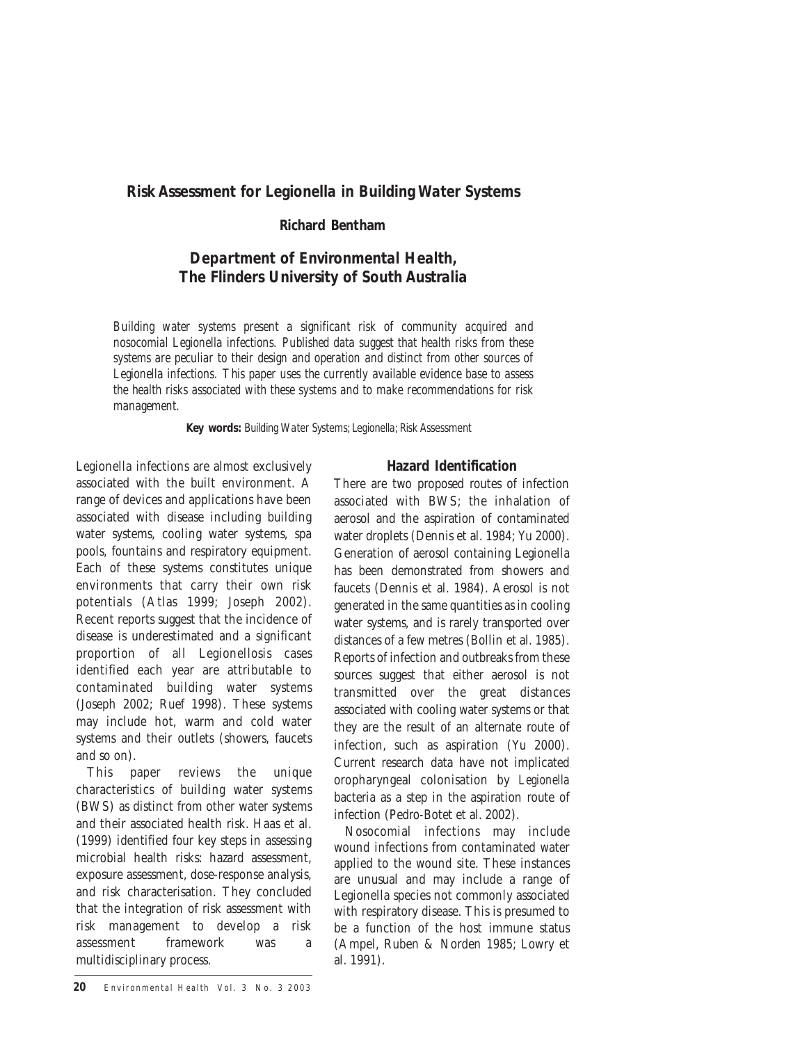## Risk Assessment for Legionella in Building Water Systems

**Richard Bentham**

### *Department of Environmental Health, The Flinders University of South Australia*

*Building water systems present a significant risk of community acquired and nosocomial Legionella infections. Published data suggest that health risks from these systems are peculiar to their design and operation and distinct from other sources of Legionella infections. This paper uses the currently available evidence base to assess the health risks associated with these systems and to make recommendations for risk management.*

**Key words:** *Building Water Systems; Legionella; Risk Assessment*

Legionella infections are almost exclusively associated with the built environment. A range of devices and applications have been associated with disease including building water systems, cooling water systems, spa pools, fountains and respiratory equipment. Each of these systems constitutes unique environments that carry their own risk potentials (Atlas 1999; Joseph 2002). Recent reports suggest that the incidence of disease is underestimated and a significant proportion of all Legionellosis cases identified each year are attributable to contaminated building water systems (Joseph 2002; Ruef 1998). These systems may include hot, warm and cold water systems and their outlets (showers, faucets and so on).

This paper reviews the unique characteristics of building water systems (BWS) as distinct from other water systems and their associated health risk. Haas et al. (1999) identified four key steps in assessing microbial health risks: hazard assessment, exposure assessment, dose-response analysis, and risk characterisation. They concluded that the integration of risk assessment with risk management to develop a risk assessment framework was a multidisciplinary process.

### Hazard Identification

There are two proposed routes of infection associated with BWS; the inhalation of aerosol and the aspiration of contaminated water droplets (Dennis et al. 1984; Yu 2000). Generation of aerosol containing Legionella has been demonstrated from showers and faucets (Dennis et al. 1984). Aerosol is not generated in the same quantities as in cooling water systems, and is rarely transported over distances of a few metres (Bollin et al. 1985). Reports of infection and outbreaks from these sources suggest that either aerosol is not transmitted over the great distances associated with cooling water systems or that they are the result of an alternate route of infection, such as aspiration (Yu 2000). Current research data have not implicated oropharyngeal colonisation by *Legionella* bacteria as a step in the aspiration route of infection (Pedro-Botet et al. 2002).

Nosocomial infections may include wound infections from contaminated water applied to the wound site. These instances are unusual and may include a range of Legionella species not commonly associated with respiratory disease. This is presumed to be a function of the host immune status (Ampel, Ruben & Norden 1985; Lowry et al. 1991).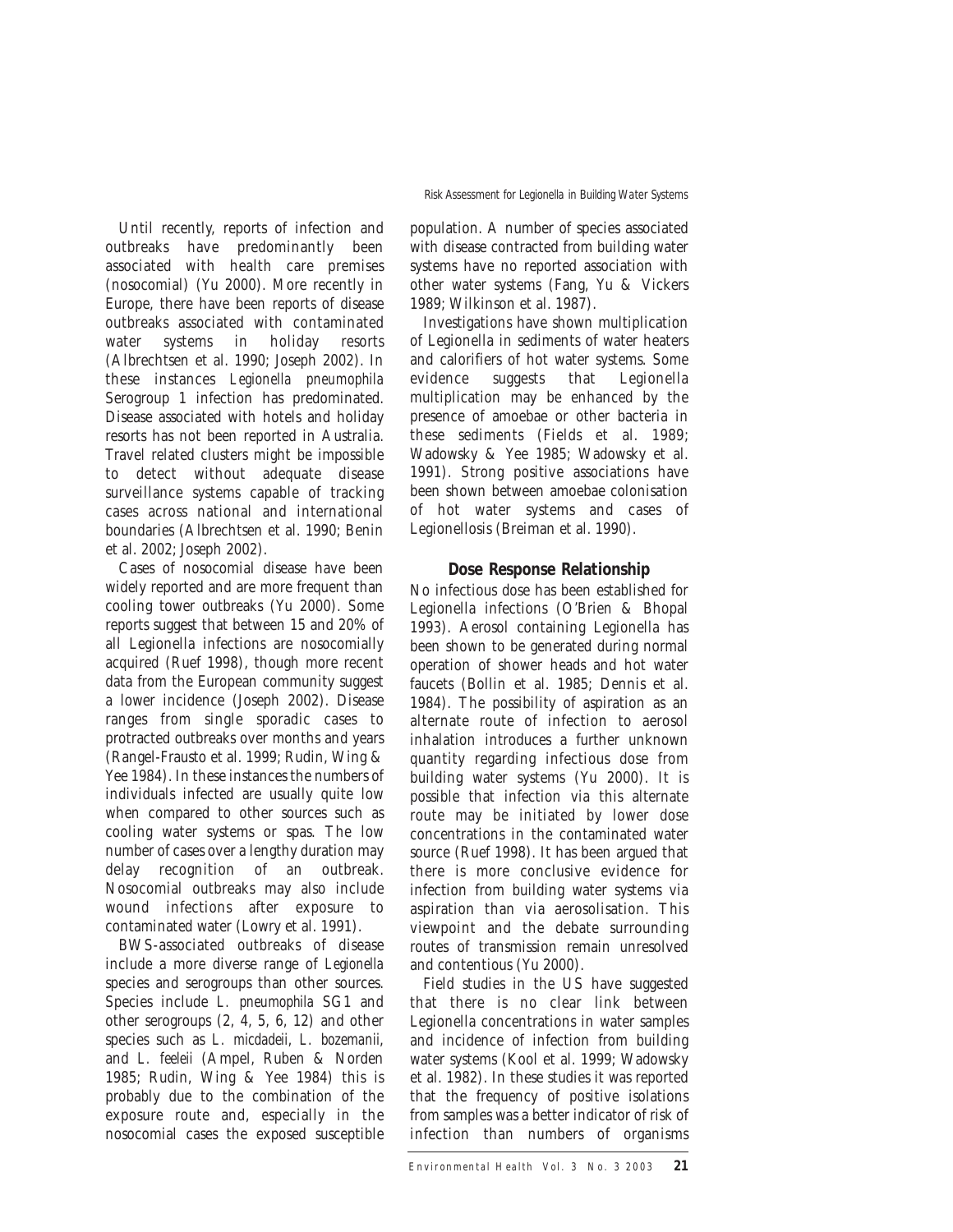Until recently, reports of infection and outbreaks have predominantly been associated with health care premises (nosocomial) (Yu 2000). More recently in Europe, there have been reports of disease outbreaks associated with contaminated water systems in holiday resorts (Albrechtsen et al. 1990; Joseph 2002). In these instances *Legionella pneumophila* Serogroup 1 infection has predominated. Disease associated with hotels and holiday resorts has not been reported in Australia. Travel related clusters might be impossible to detect without adequate disease surveillance systems capable of tracking cases across national and international boundaries (Albrechtsen et al. 1990; Benin et al. 2002; Joseph 2002).

Cases of nosocomial disease have been widely reported and are more frequent than cooling tower outbreaks (Yu 2000). Some reports suggest that between 15 and 20% of all Legionella infections are nosocomially acquired (Ruef 1998), though more recent data from the European community suggest a lower incidence (Joseph 2002). Disease ranges from single sporadic cases to protracted outbreaks over months and years (Rangel-Frausto et al. 1999; Rudin, Wing & Yee 1984). In these instances the numbers of individuals infected are usually quite low when compared to other sources such as cooling water systems or spas. The low number of cases over a lengthy duration may delay recognition of an outbreak. Nosocomial outbreaks may also include wound infections after exposure to contaminated water (Lowry et al. 1991).

BWS-associated outbreaks of disease include a more diverse range of *Legionella* species and serogroups than other sources. Species include *L. pneumophila* SG1 and other serogroups (2, 4, 5, 6, 12) and other species such as *L. micdadeii*, *L. bozemanii*, and *L. feeleii* (Ampel, Ruben & Norden 1985; Rudin, Wing & Yee 1984) this is probably due to the combination of the exposure route and, especially in the nosocomial cases the exposed susceptible population. A number of species associated with disease contracted from building water systems have no reported association with other water systems (Fang, Yu & Vickers 1989; Wilkinson et al. 1987).

Investigations have shown multiplication of Legionella in sediments of water heaters and calorifiers of hot water systems. Some evidence suggests that Legionella multiplication may be enhanced by the presence of amoebae or other bacteria in these sediments (Fields et al. 1989; Wadowsky & Yee 1985; Wadowsky et al. 1991). Strong positive associations have been shown between amoebae colonisation of hot water systems and cases of Legionellosis (Breiman et al. 1990).

## Dose Response Relationship

No infectious dose has been established for Legionella infections (O'Brien & Bhopal 1993). Aerosol containing Legionella has been shown to be generated during normal operation of shower heads and hot water faucets (Bollin et al. 1985; Dennis et al. 1984). The possibility of aspiration as an alternate route of infection to aerosol inhalation introduces a further unknown quantity regarding infectious dose from building water systems (Yu 2000). It is possible that infection via this alternate route may be initiated by lower dose concentrations in the contaminated water source (Ruef 1998). It has been argued that there is more conclusive evidence for infection from building water systems via aspiration than via aerosolisation. This viewpoint and the debate surrounding routes of transmission remain unresolved and contentious (Yu 2000).

Field studies in the US have suggested that there is no clear link between Legionella concentrations in water samples and incidence of infection from building water systems (Kool et al. 1999; Wadowsky et al. 1982). In these studies it was reported that the frequency of positive isolations from samples was a better indicator of risk of infection than numbers of organisms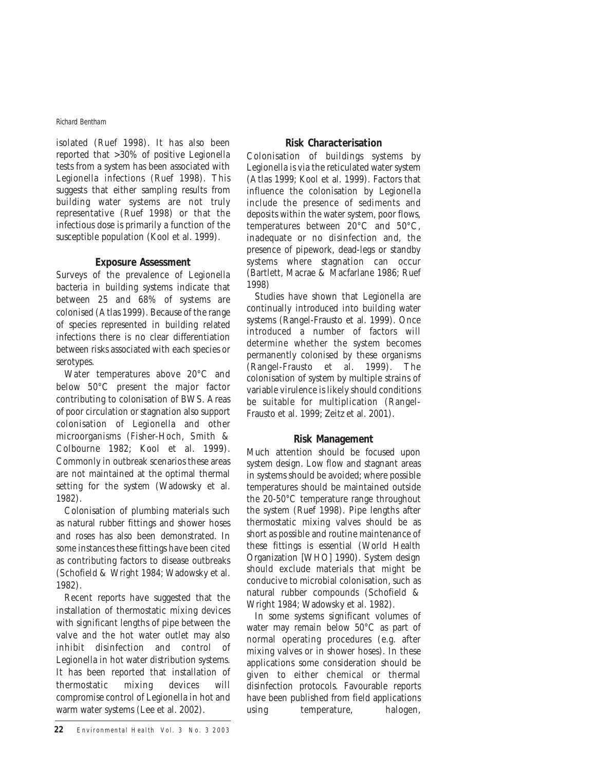isolated (Ruef 1998). It has also been reported that >30% of positive Legionella tests from a system has been associated with Legionella infections (Ruef 1998). This suggests that either sampling results from building water systems are not truly representative (Ruef 1998) or that the infectious dose is primarily a function of the susceptible population (Kool et al. 1999).

## Exposure Assessment

Surveys of the prevalence of Legionella bacteria in building systems indicate that between 25 and 68% of systems are colonised (Atlas 1999). Because of the range of species represented in building related infections there is no clear differentiation between risks associated with each species or serotypes.

Water temperatures above 20°C and below 50°C present the major factor contributing to colonisation of BWS. Areas of poor circulation or stagnation also support colonisation of Legionella and other microorganisms (Fisher-Hoch, Smith & Colbourne 1982; Kool et al. 1999). Commonly in outbreak scenarios these areas are not maintained at the optimal thermal setting for the system (Wadowsky et al. 1982).

Colonisation of plumbing materials such as natural rubber fittings and shower hoses and roses has also been demonstrated. In some instances these fittings have been cited as contributing factors to disease outbreaks (Schofield & Wright 1984; Wadowsky et al. 1982).

Recent reports have suggested that the installation of thermostatic mixing devices with significant lengths of pipe between the valve and the hot water outlet may also inhibit disinfection and control of Legionella in hot water distribution systems. It has been reported that installation of thermostatic mixing devices will compromise control of Legionella in hot and warm water systems (Lee et al. 2002).

## Risk Characterisation

Colonisation of buildings systems by Legionella is via the reticulated water system (Atlas 1999; Kool et al. 1999). Factors that influence the colonisation by Legionella include the presence of sediments and deposits within the water system, poor flows, temperatures between 20°C and 50°C, inadequate or no disinfection and, the presence of pipework, dead-legs or standby systems where stagnation can occur (Bartlett, Macrae & Macfarlane 1986; Ruef 1998)

Studies have shown that Legionella are continually introduced into building water systems (Rangel-Frausto et al. 1999). Once introduced a number of factors will determine whether the system becomes permanently colonised by these organisms (Rangel-Frausto et al. 1999). The colonisation of system by multiple strains of variable virulence is likely should conditions be suitable for multiplication (Rangel-Frausto et al. 1999; Zeitz et al. 2001).

## Risk Management

Much attention should be focused upon system design. Low flow and stagnant areas in systems should be avoided; where possible temperatures should be maintained outside the 20-50°C temperature range throughout the system (Ruef 1998). Pipe lengths after thermostatic mixing valves should be as short as possible and routine maintenance of these fittings is essential (World Health Organization [WHO] 1990). System design should exclude materials that might be conducive to microbial colonisation, such as natural rubber compounds (Schofield & Wright 1984; Wadowsky et al. 1982).

In some systems significant volumes of water may remain below 50°C as part of normal operating procedures (e.g. after mixing valves or in shower hoses). In these applications some consideration should be given to either chemical or thermal disinfection protocols. Favourable reports have been published from field applications using temperature, halogen,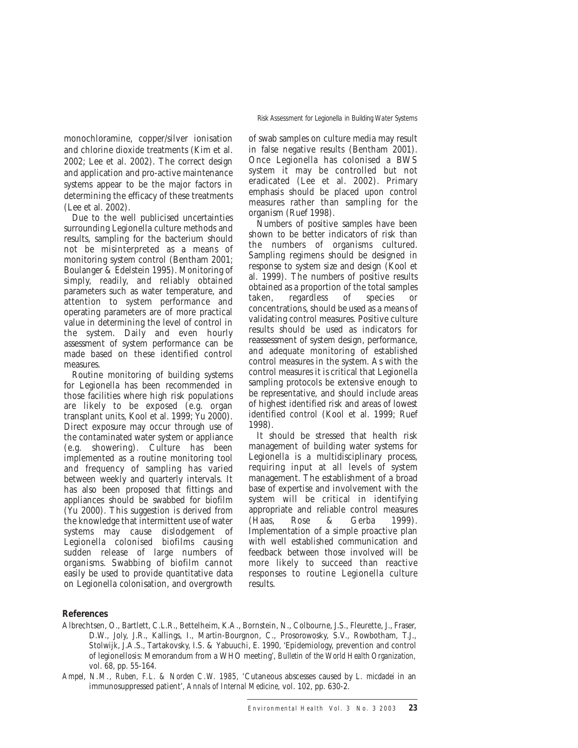monochloramine, copper/silver ionisation and chlorine dioxide treatments (Kim et al. 2002; Lee et al. 2002). The correct design and application and pro-active maintenance systems appear to be the major factors in determining the efficacy of these treatments (Lee et al. 2002).

Due to the well publicised uncertainties surrounding Legionella culture methods and results, sampling for the bacterium should not be misinterpreted as a means of monitoring system control (Bentham 2001; Boulanger & Edelstein 1995). Monitoring of simply, readily, and reliably obtained parameters such as water temperature, and attention to system performance and operating parameters are of more practical value in determining the level of control in the system. Daily and even hourly assessment of system performance can be made based on these identified control measures.

Routine monitoring of building systems for Legionella has been recommended in those facilities where high risk populations are likely to be exposed (e.g. organ transplant units, Kool et al. 1999; Yu 2000). Direct exposure may occur through use of the contaminated water system or appliance (e.g. showering). Culture has been implemented as a routine monitoring tool and frequency of sampling has varied between weekly and quarterly intervals. It has also been proposed that fittings and appliances should be swabbed for biofilm (Yu 2000). This suggestion is derived from the knowledge that intermittent use of water systems may cause dislodgement of Legionella colonised biofilms causing sudden release of large numbers of organisms. Swabbing of biofilm cannot easily be used to provide quantitative data on Legionella colonisation, and overgrowth of swab samples on culture media may result in false negative results (Bentham 2001). Once Legionella has colonised a BWS system it may be controlled but not eradicated (Lee et al. 2002). Primary emphasis should be placed upon control measures rather than sampling for the organism (Ruef 1998).

Numbers of positive samples have been shown to be better indicators of risk than the numbers of organisms cultured. Sampling regimens should be designed in response to system size and design (Kool et al. 1999). The numbers of positive results obtained as a proportion of the total samples taken, regardless of species or concentrations, should be used as a means of validating control measures. Positive culture results should be used as indicators for reassessment of system design, performance, and adequate monitoring of established control measures in the system. As with the control measures it is critical that Legionella sampling protocols be extensive enough to be representative, and should include areas of highest identified risk and areas of lowest identified control (Kool et al. 1999; Ruef 1998).

It should be stressed that health risk management of building water systems for Legionella is a multidisciplinary process, requiring input at all levels of system management. The establishment of a broad base of expertise and involvement with the system will be critical in identifying appropriate and reliable control measures (Haas, Rose & Gerba 1999). Implementation of a simple proactive plan with well established communication and feedback between those involved will be more likely to succeed than reactive responses to routine Legionella culture results.

## References

Albrechtsen, O., Bartlett, C.L.R., Bettelheim, K.A., Bornstein, N., Colbourne, J.S., Fleurette, J., Fraser, D.W., Joly, J.R., Kallings, I., Martin-Bourgnon, C., Prosorowosky, S.V., Rowbotham, T.J., Stolwijk, J.A.S., Tartakovsky, I.S. & Yabuuchi, E. 1990, 'Epidemiology, prevention and control of legionellosis: Memorandum from a WHO meeting', *Bulletin of the World Health Organization*, vol. 68, pp. 55-164.

Ampel, N.M., Ruben, F.L. & Norden C.W. 1985, 'Cutaneous abscesses caused by *L. micdadei* in an immunosuppressed patient', *Annals of Internal Medicine*, vol. 102, pp. 630-2.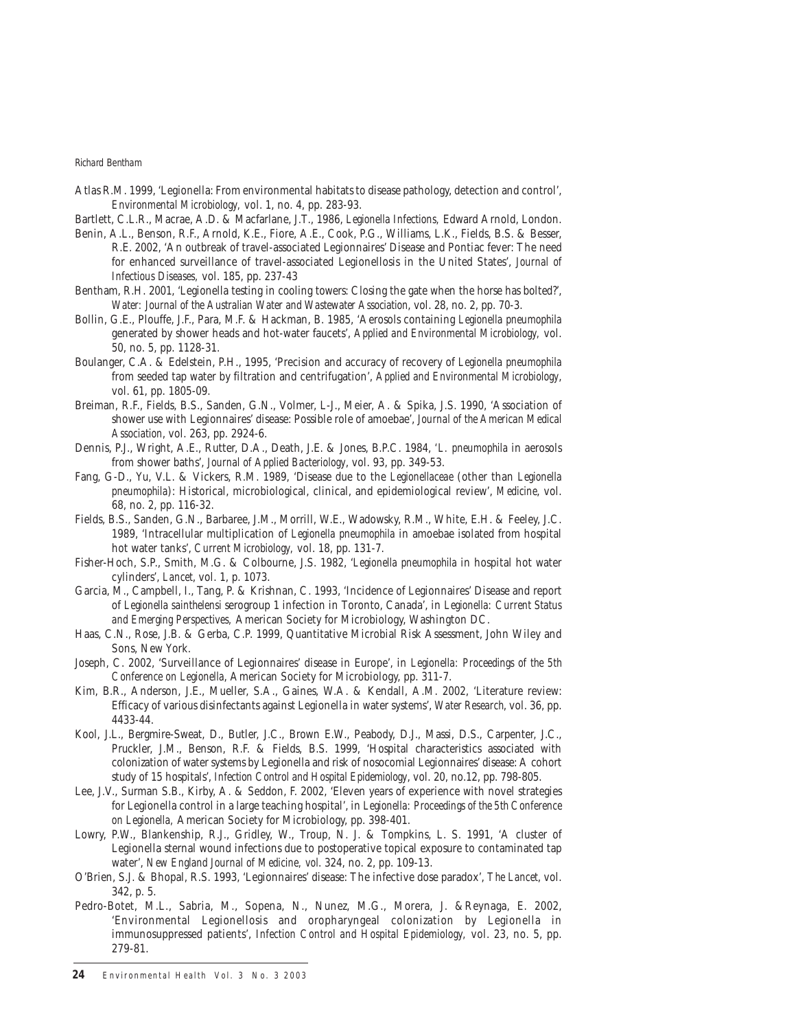Atlas R.M. 1999, 'Legionella: From environmental habitats to disease pathology, detection and control', *Environmental Microbiology*, vol. 1, no. 4, pp. 283-93.

Bartlett, C.L.R., Macrae, A.D. & Macfarlane, J.T., 1986, *Legionella Infections*, Edward Arnold, London.

Benin, A.L., Benson, R.F., Arnold, K.E., Fiore, A.E., Cook, P.G., Williams, L.K., Fields, B.S. & Besser, R.E. 2002, 'An outbreak of travel-associated Legionnaires' Disease and Pontiac fever: The need for enhanced surveillance of travel-associated Legionellosis in the United States', *Journal of Infectious Diseases*, vol. 185, pp. 237-43

Bentham, R.H. 2001, 'Legionella testing in cooling towers: Closing the gate when the horse has bolted?', *Water: Journal of the Australian Water and Wastewater Association*, vol. 28, no. 2, pp. 70-3.

Bollin, G.E., Plouffe, J.F., Para, M.F. & Hackman, B. 1985, 'Aerosols containing *Legionella pneumophila* generated by shower heads and hot-water faucets', *Applied and Environmental Microbiology*, vol. 50, no. 5, pp. 1128-31.

Boulanger, C.A. & Edelstein, P.H., 1995, 'Precision and accuracy of recovery of *Legionella pneumophila* from seeded tap water by filtration and centrifugation', *Applied and Environmental Microbiology*, vol. 61, pp. 1805-09.

Breiman, R.F., Fields, B.S., Sanden, G.N., Volmer, L-J., Meier, A. & Spika, J.S. 1990, 'Association of shower use with Legionnaires' disease: Possible role of amoebae', *Journal of the American Medical Association*, vol. 263, pp. 2924-6.

Dennis, P.J., Wright, A.E., Rutter, D.A., Death, J.E. & Jones, B.P.C. 1984, '*L. pneumophila* in aerosols from shower baths', *Journal of Applied Bacteriology*, vol. 93, pp. 349-53.

Fang, G-D., Yu, V.L. & Vickers, R.M. 1989, 'Disease due to the *Legionellaceae* (other than *Legionella pneumophila*): Historical, microbiological, clinical, and epidemiological review', *Medicine*, vol. 68, no. 2, pp. 116-32.

Fields, B.S., Sanden, G.N., Barbaree, J.M., Morrill, W.E., Wadowsky, R.M., White, E.H. & Feeley, J.C. 1989, 'Intracellular multiplication of *Legionella pneumophila* in amoebae isolated from hospital hot water tanks', *Current Microbiology*, vol. 18, pp. 131-7.

Fisher-Hoch, S.P., Smith, M.G. & Colbourne, J.S. 1982, '*Legionella pneumophila* in hospital hot water cylinders', *Lancet*, vol. 1, p. 1073.

Garcia, M., Campbell, I., Tang, P. & Krishnan, C. 1993, 'Incidence of Legionnaires' Disease and report of *Legionella sainthelensi* serogroup 1 infection in Toronto, Canada', in *Legionella: Current Status and Emerging Perspectives*, American Society for Microbiology, Washington DC.

Haas, C.N., Rose, J.B. & Gerba, C.P. 1999, Quantitative Microbial Risk Assessment, John Wiley and Sons, New York.

Joseph, C. 2002, 'Surveillance of Legionnaires' disease in Europe', in *Legionella: Proceedings of the 5th Conference on Legionella*, American Society for Microbiology, pp. 311-7.

Kim, B.R., Anderson, J.E., Mueller, S.A., Gaines, W.A. & Kendall, A.M. 2002, 'Literature review: Efficacy of various disinfectants against Legionella in water systems', *Water Research*, vol. 36, pp. 4433-44.

Kool, J.L., Bergmire-Sweat, D., Butler, J.C., Brown E.W., Peabody, D.J., Massi, D.S., Carpenter, J.C., Pruckler, J.M., Benson, R.F. & Fields, B.S. 1999, 'Hospital characteristics associated with colonization of water systems by Legionella and risk of nosocomial Legionnaires' disease: A cohort study of 15 hospitals', *Infection Control and Hospital Epidemiology*, vol. 20, no.12, pp. 798-805.

Lee, J.V., Surman S.B., Kirby, A. & Seddon, F. 2002, 'Eleven years of experience with novel strategies for Legionella control in a large teaching hospital', in *Legionella: Proceedings of the 5th Conference on Legionella*, American Society for Microbiology, pp. 398-401.

Lowry, P.W., Blankenship, R.J., Gridley, W., Troup, N. J. & Tompkins, L. S. 1991, 'A cluster of Legionella sternal wound infections due to postoperative topical exposure to contaminated tap water', *New England Journal of Medicine, vol.* 324, no. 2, pp. 109-13.

O'Brien, S.J. & Bhopal, R.S. 1993, 'Legionnaires' disease: The infective dose paradox', *The Lancet*, vol. 342, p. 5.

Pedro-Botet, M.L., Sabria, M., Sopena, N., Nunez, M.G., Morera, J. & Reynaga, E. 2002, 'Environmental Legionellosis and oropharyngeal colonization by Legionella in immunosuppressed patients', *Infection Control and Hospital Epidemiology*, vol. 23, no. 5, pp. 279-81.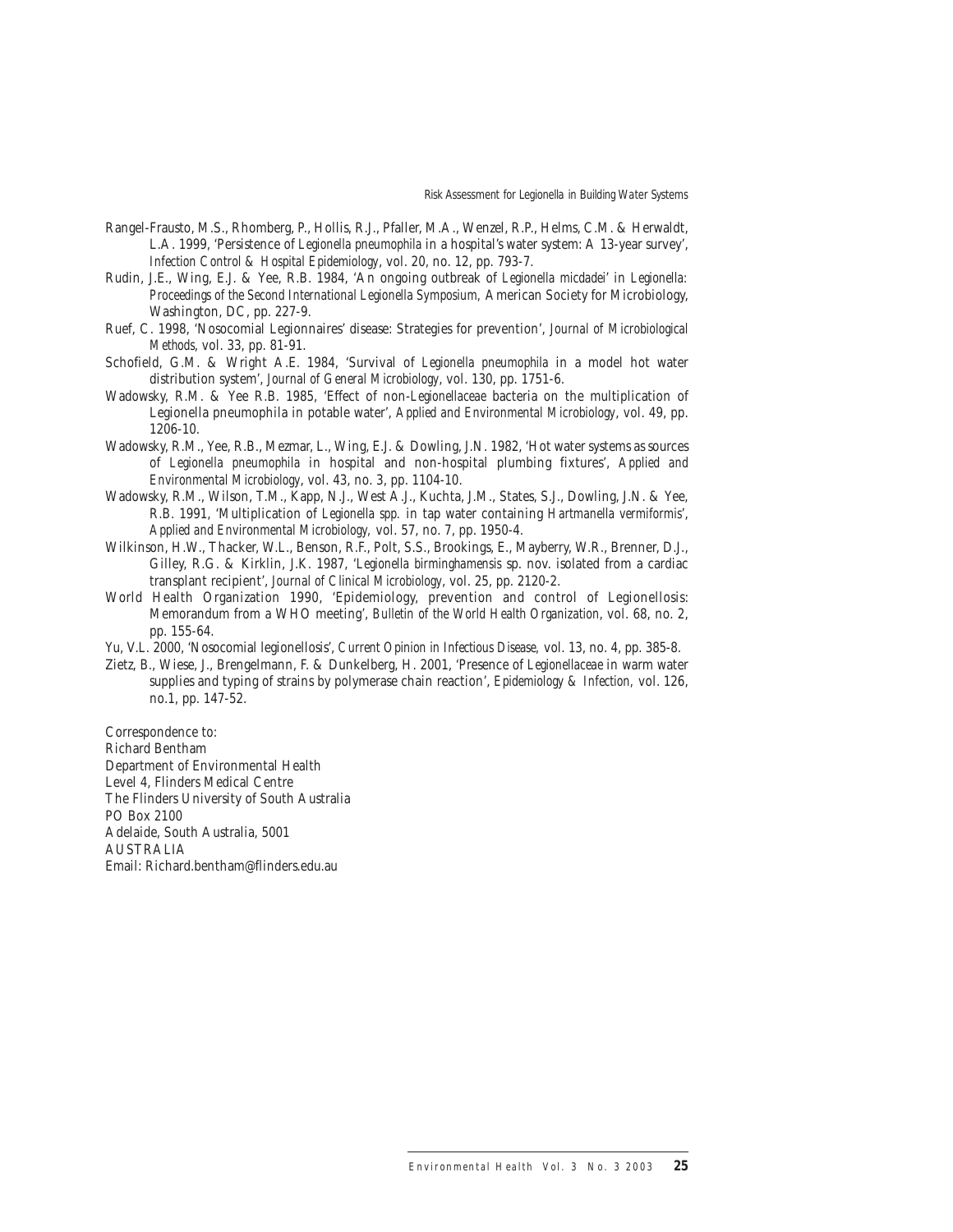Rangel-Frausto, M.S., Rhomberg, P., Hollis, R.J., Pfaller, M.A., Wenzel, R.P., Helms, C.M. & Herwaldt, L.A. 1999, 'Persistence of *Legionella pneumophila* in a hospital's water system: A 13-year survey', *Infection Control & Hospital Epidemiology*, vol. 20, no. 12, pp. 793-7.

Rudin, J.E., Wing, E.J. & Yee, R.B. 1984, 'An ongoing outbreak of *Legionella micdadei*' in *Legionella: Proceedings of the Second International Legionella Symposium*, American Society for Microbiology, Washington, DC, pp. 227-9.

Ruef, C. 1998, 'Nosocomial Legionnaires' disease: Strategies for prevention', *Journal of Microbiological Methods*, vol. 33, pp. 81-91.

Schofield, G.M. & Wright A.E. 1984, 'Survival of *Legionella pneumophila* in a model hot water distribution system', *Journal of General Microbiology*, vol. 130, pp. 1751-6.

Wadowsky, R.M. & Yee R.B. 1985, 'Effect of non-*Legionellaceae* bacteria on the multiplication of Legionella pneumophila in potable water', *Applied and Environmental Microbiology*, vol. 49, pp. 1206-10.

Wadowsky, R.M., Yee, R.B., Mezmar, L., Wing, E.J. & Dowling, J.N. 1982, 'Hot water systems as sources of *Legionella pneumophila* in hospital and non-hospital plumbing fixtures', *Applied and Environmental Microbiology*, vol. 43, no. 3, pp. 1104-10.

Wadowsky, R.M., Wilson, T.M., Kapp, N.J., West A.J., Kuchta, J.M., States, S.J., Dowling, J.N. & Yee, R.B. 1991, 'Multiplication of *Legionella spp.* in tap water containing *Hartmanella vermiformis*', *Applied and Environmental Microbiology*, vol. 57, no. 7, pp. 1950-4.

Wilkinson, H.W., Thacker, W.L., Benson, R.F., Polt, S.S., Brookings, E., Mayberry, W.R., Brenner, D.J., Gilley, R.G. & Kirklin, J.K. 1987, '*Legionella birminghamensis* sp. nov. isolated from a cardiac transplant recipient', *Journal of Clinical Microbiology*, vol. 25, pp. 2120-2.

World Health Organization 1990, 'Epidemiology, prevention and control of Legionellosis: Memorandum from a WHO meeting', *Bulletin of the World Health Organization*, vol. 68, no. 2, pp. 155-64.

Yu, V.L. 2000, 'Nosocomial legionellosis', *Current Opinion in Infectious Disease*, vol. 13, no. 4, pp. 385-8.

Zietz, B., Wiese, J., Brengelmann, F. & Dunkelberg, H. 2001, 'Presence of *Legionellaceae* in warm water supplies and typing of strains by polymerase chain reaction', *Epidemiology & Infection*, vol. 126, no.1, pp. 147-52.

Correspondence to:
Richard Bentham
Department of Environmental Health
Level 4, Flinders Medical Centre
The Flinders University of South Australia
PO Box 2100
Adelaide, South Australia, 5001
AUSTRALIA
Email: Richard.bentham@flinders.edu.au